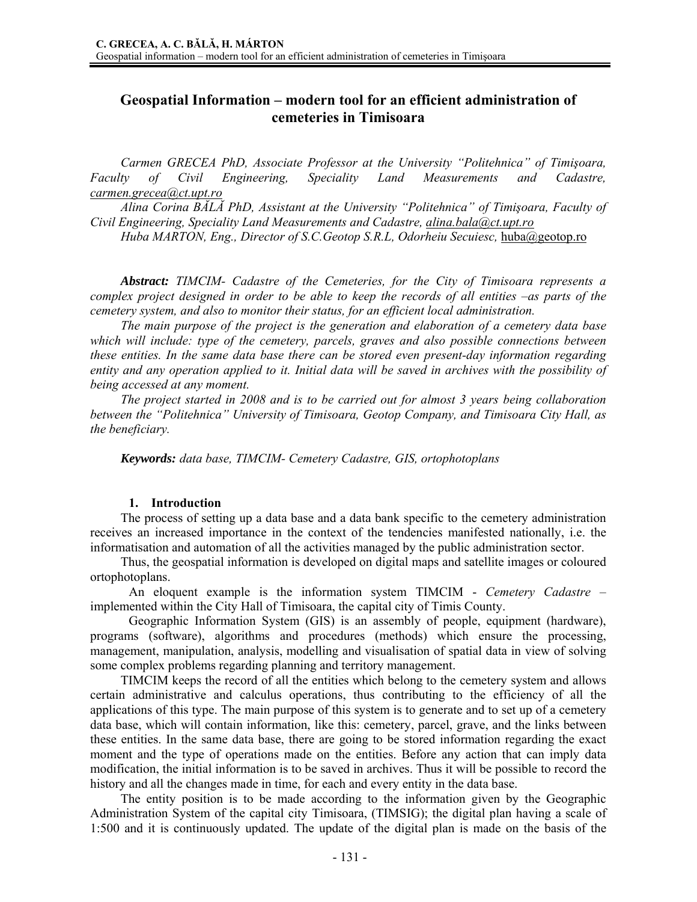# Geospatial Information – modern tool for an efficient administration of cemeteries in Timisoara

*Carmen GRECEA PhD, Associate Professor at the University "Politehnica" of Timişoara, Faculty of Civil Engineering, Speciality Land Measurements and Cadastre, carmen.grecea@ct.upt.ro*

*Alina Corina BĂLĂ PhD, Assistant at the University "Politehnica" of Timişoara, Faculty of Civil Engineering, Speciality Land Measurements and Cadastre, alina.bala@ct.upt.ro*

*Huba MARTON, Eng., Director of S.C.Geotop S.R.L, Odorheiu Secuiesc,* huba@geotop.ro

***Abstract:*** *TIMCIM- Cadastre of the Cemeteries, for the City of Timisoara represents a complex project designed in order to be able to keep the records of all entities –as parts of the cemetery system, and also to monitor their status, for an efficient local administration.*

*The main purpose of the project is the generation and elaboration of a cemetery data base which will include: type of the cemetery, parcels, graves and also possible connections between these entities. In the same data base there can be stored even present-day information regarding entity and any operation applied to it. Initial data will be saved in archives with the possibility of being accessed at any moment.*

*The project started in 2008 and is to be carried out for almost 3 years being collaboration between the "Politehnica" University of Timisoara, Geotop Company, and Timisoara City Hall, as the beneficiary.*

***Keywords:*** *data base, TIMCIM- Cemetery Cadastre, GIS, ortophotoplans*

## 1. Introduction

The process of setting up a data base and a data bank specific to the cemetery administration receives an increased importance in the context of the tendencies manifested nationally, i.e. the informatisation and automation of all the activities managed by the public administration sector.

Thus, the geospatial information is developed on digital maps and satellite images or coloured ortophotoplans.

An eloquent example is the information system TIMCIM - *Cemetery Cadastre* – implemented within the City Hall of Timisoara, the capital city of Timis County.

Geographic Information System (GIS) is an assembly of people, equipment (hardware), programs (software), algorithms and procedures (methods) which ensure the processing, management, manipulation, analysis, modelling and visualisation of spatial data in view of solving some complex problems regarding planning and territory management.

TIMCIM keeps the record of all the entities which belong to the cemetery system and allows certain administrative and calculus operations, thus contributing to the efficiency of all the applications of this type. The main purpose of this system is to generate and to set up of a cemetery data base, which will contain information, like this: cemetery, parcel, grave, and the links between these entities. In the same data base, there are going to be stored information regarding the exact moment and the type of operations made on the entities. Before any action that can imply data modification, the initial information is to be saved in archives. Thus it will be possible to record the history and all the changes made in time, for each and every entity in the data base.

The entity position is to be made according to the information given by the Geographic Administration System of the capital city Timisoara, (TIMSIG); the digital plan having a scale of 1:500 and it is continuously updated. The update of the digital plan is made on the basis of the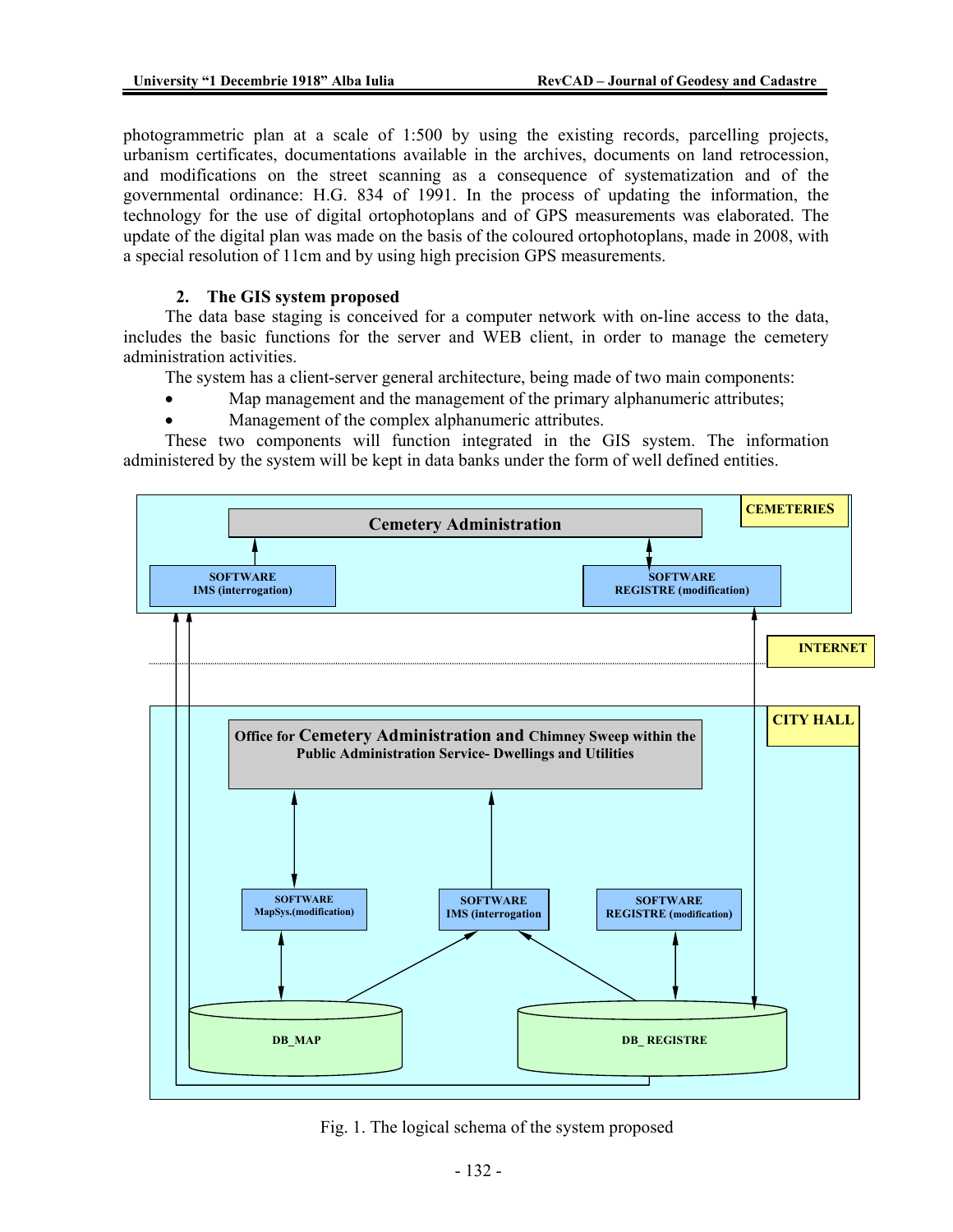photogrammetric plan at a scale of 1:500 by using the existing records, parcelling projects, urbanism certificates, documentations available in the archives, documents on land retrocession, and modifications on the street scanning as a consequence of systematization and of the governmental ordinance: H.G. 834 of 1991. In the process of updating the information, the technology for the use of digital ortophotoplans and of GPS measurements was elaborated. The update of the digital plan was made on the basis of the coloured ortophotoplans, made in 2008, with a special resolution of 11cm and by using high precision GPS measurements.

## 2. The GIS system proposed

The data base staging is conceived for a computer network with on-line access to the data, includes the basic functions for the server and WEB client, in order to manage the cemetery administration activities.

The system has a client-server general architecture, being made of two main components:

- Map management and the management of the primary alphanumeric attributes;
- Management of the complex alphanumeric attributes.

These two components will function integrated in the GIS system. The information administered by the system will be kept in data banks under the form of well defined entities.

CEMETERIES

Cemetery Administration

SOFTWARE IMS (interrogation)

SOFTWARE REGISTRE (modification)

INTERNET

CITY HALL

Office for Cemetery Administration and Chimney Sweep within the Public Administration Service- Dwellings and Utilities

SOFTWARE MapSys.(modification)

SOFTWARE IMS (interrogation

SOFTWARE REGISTRE (modification)

DB_MAP

DB_ REGISTRE

Fig. 1. The logical schema of the system proposed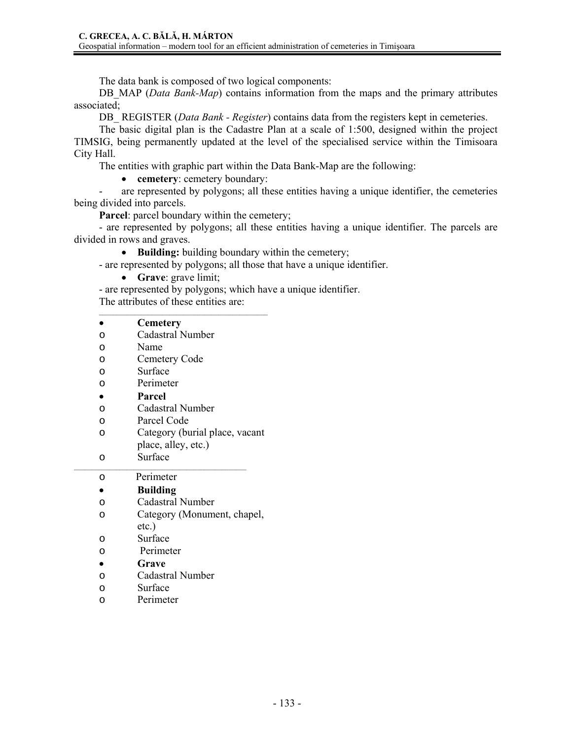The data bank is composed of two logical components:

DB_MAP (*Data Bank-Map*) contains information from the maps and the primary attributes associated;

DB_ REGISTER (*Data Bank - Register*) contains data from the registers kept in cemeteries.

The basic digital plan is the Cadastre Plan at a scale of 1:500, designed within the project TIMSIG, being permanently updated at the level of the specialised service within the Timisoara City Hall.

The entities with graphic part within the Data Bank-Map are the following:

- **cemetery**: cemetery boundary:

- are represented by polygons; all these entities having a unique identifier, the cemeteries being divided into parcels.

**Parcel**: parcel boundary within the cemetery;

- are represented by polygons; all these entities having a unique identifier. The parcels are divided in rows and graves.

- **Building:** building boundary within the cemetery;

- are represented by polygons; all those that have a unique identifier.

- **Grave**: grave limit;

- are represented by polygons; which have a unique identifier.

The attributes of these entities are:

- **Cemetery**
  - Cadastral Number
  - Name
  - Cemetery Code
  - Surface
  - Perimeter
- **Parcel**
  - Cadastral Number
  - Parcel Code
  - Category (burial place, vacant place, alley, etc.)
  - Surface
  - Perimeter
- **Building**
  - Cadastral Number
  - Category (Monument, chapel, etc.)
  - Surface
  - Perimeter
- **Grave**
  - Cadastral Number
  - Surface
  - Perimeter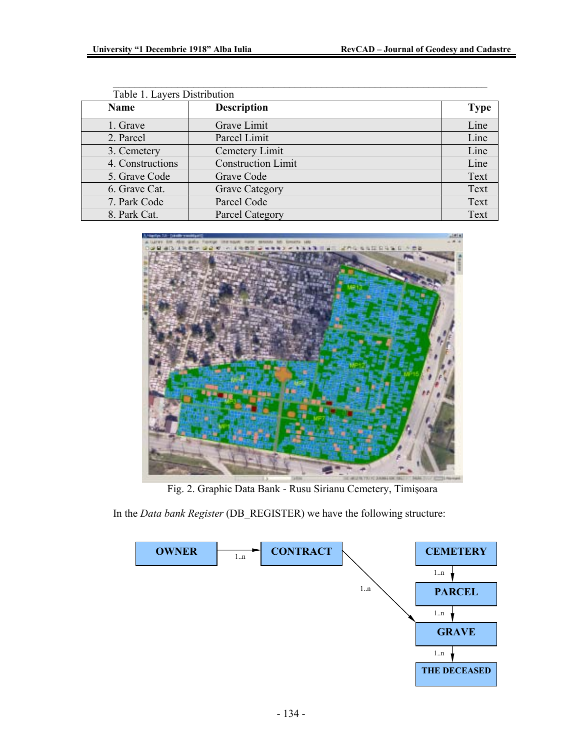Table 1. Layers Distribution

| Name | Description | Type |
|---|---|---|
| 1. Grave | Grave Limit | Line |
| 2. Parcel | Parcel Limit | Line |
| 3. Cemetery | Cemetery Limit | Line |
| 4. Constructions | Construction Limit | Line |
| 5. Grave Code | Grave Code | Text |
| 6. Grave Cat. | Grave Category | Text |
| 7. Park Code | Parcel Code | Text |
| 8. Park Cat. | Parcel Category | Text |

Fig. 2. Graphic Data Bank - Rusu Sirianu Cemetery, Timişoara

In the *Data bank Register* (DB_REGISTER) we have the following structure:

OWNER → (1..n) CONTRACT

CONTRACT → (1..n) GRAVE

CEMETERY → (1..n) PARCEL → (1..n) GRAVE → (1..n) THE DECEASED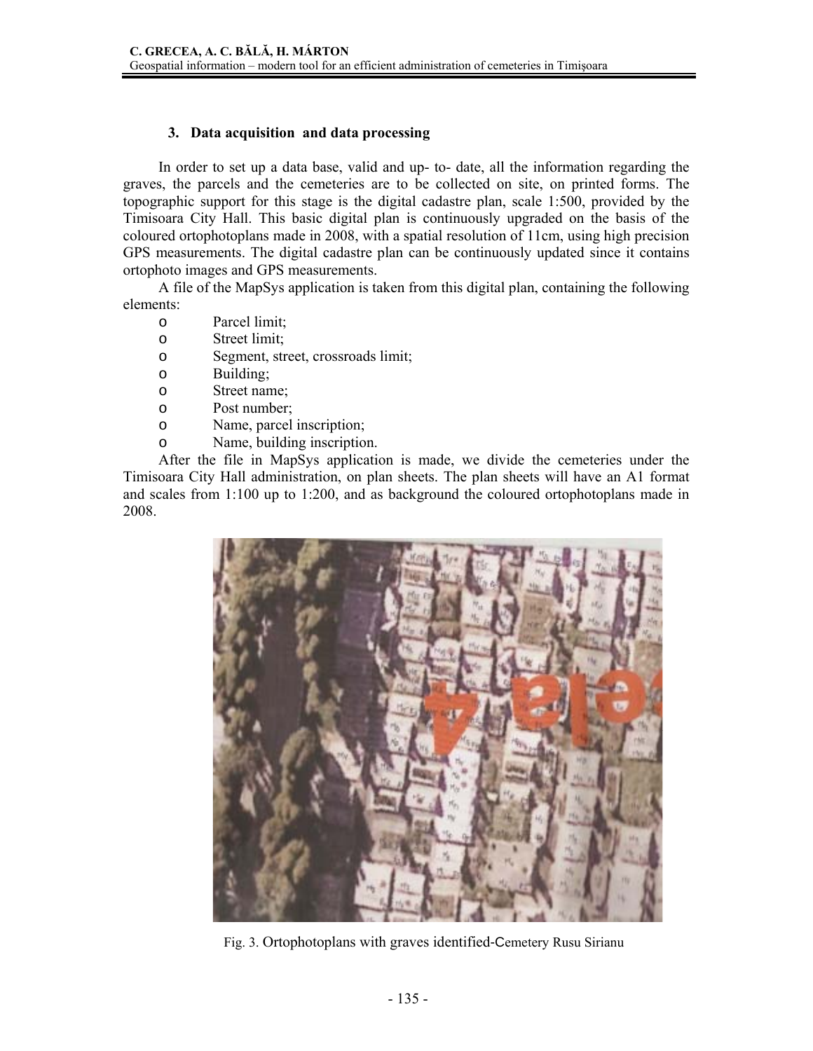### 3. Data acquisition and data processing

In order to set up a data base, valid and up- to- date, all the information regarding the graves, the parcels and the cemeteries are to be collected on site, on printed forms. The topographic support for this stage is the digital cadastre plan, scale 1:500, provided by the Timisoara City Hall. This basic digital plan is continuously upgraded on the basis of the coloured ortophotoplans made in 2008, with a spatial resolution of 11cm, using high precision GPS measurements. The digital cadastre plan can be continuously updated since it contains ortophoto images and GPS measurements.

A file of the MapSys application is taken from this digital plan, containing the following elements:

- Parcel limit;
- Street limit;
- Segment, street, crossroads limit;
- Building;
- Street name;
- Post number;
- Name, parcel inscription;
- Name, building inscription.

After the file in MapSys application is made, we divide the cemeteries under the Timisoara City Hall administration, on plan sheets. The plan sheets will have an A1 format and scales from 1:100 up to 1:200, and as background the coloured ortophotoplans made in 2008.

Fig. 3. Ortophotoplans with graves identified-Cemetery Rusu Sirianu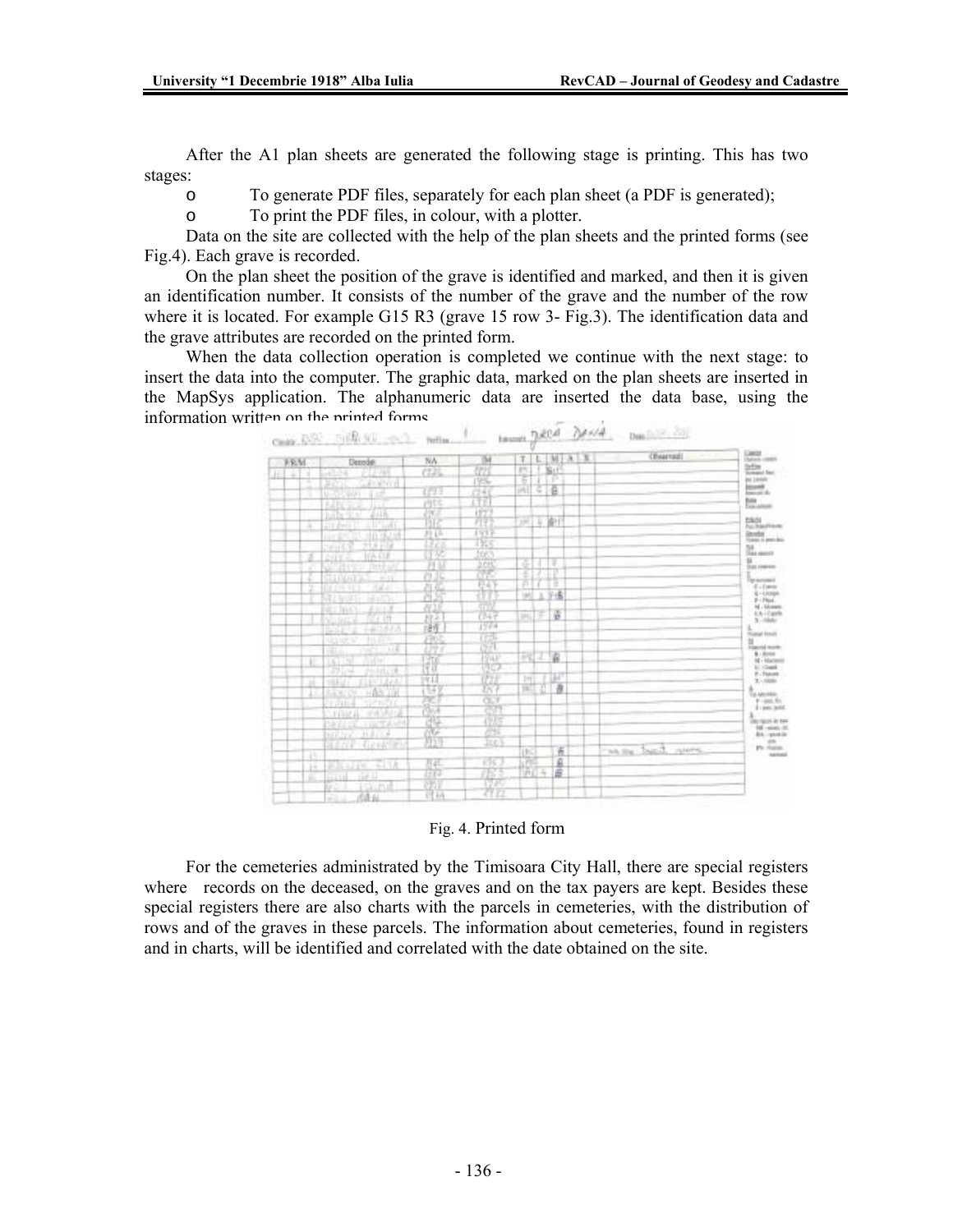After the A1 plan sheets are generated the following stage is printing. This has two stages:

- To generate PDF files, separately for each plan sheet (a PDF is generated);
- To print the PDF files, in colour, with a plotter.

Data on the site are collected with the help of the plan sheets and the printed forms (see Fig.4). Each grave is recorded.

On the plan sheet the position of the grave is identified and marked, and then it is given an identification number. It consists of the number of the grave and the number of the row where it is located. For example G15 R3 (grave 15 row 3- Fig.3). The identification data and the grave attributes are recorded on the printed form.

When the data collection operation is completed we continue with the next stage: to insert the data into the computer. The graphic data, marked on the plan sheets are inserted in the MapSys application. The alphanumeric data are inserted the data base, using the information written on the printed forms.

Fig. 4. Printed form

For the cemeteries administrated by the Timisoara City Hall, there are special registers where records on the deceased, on the graves and on the tax payers are kept. Besides these special registers there are also charts with the parcels in cemeteries, with the distribution of rows and of the graves in these parcels. The information about cemeteries, found in registers and in charts, will be identified and correlated with the date obtained on the site.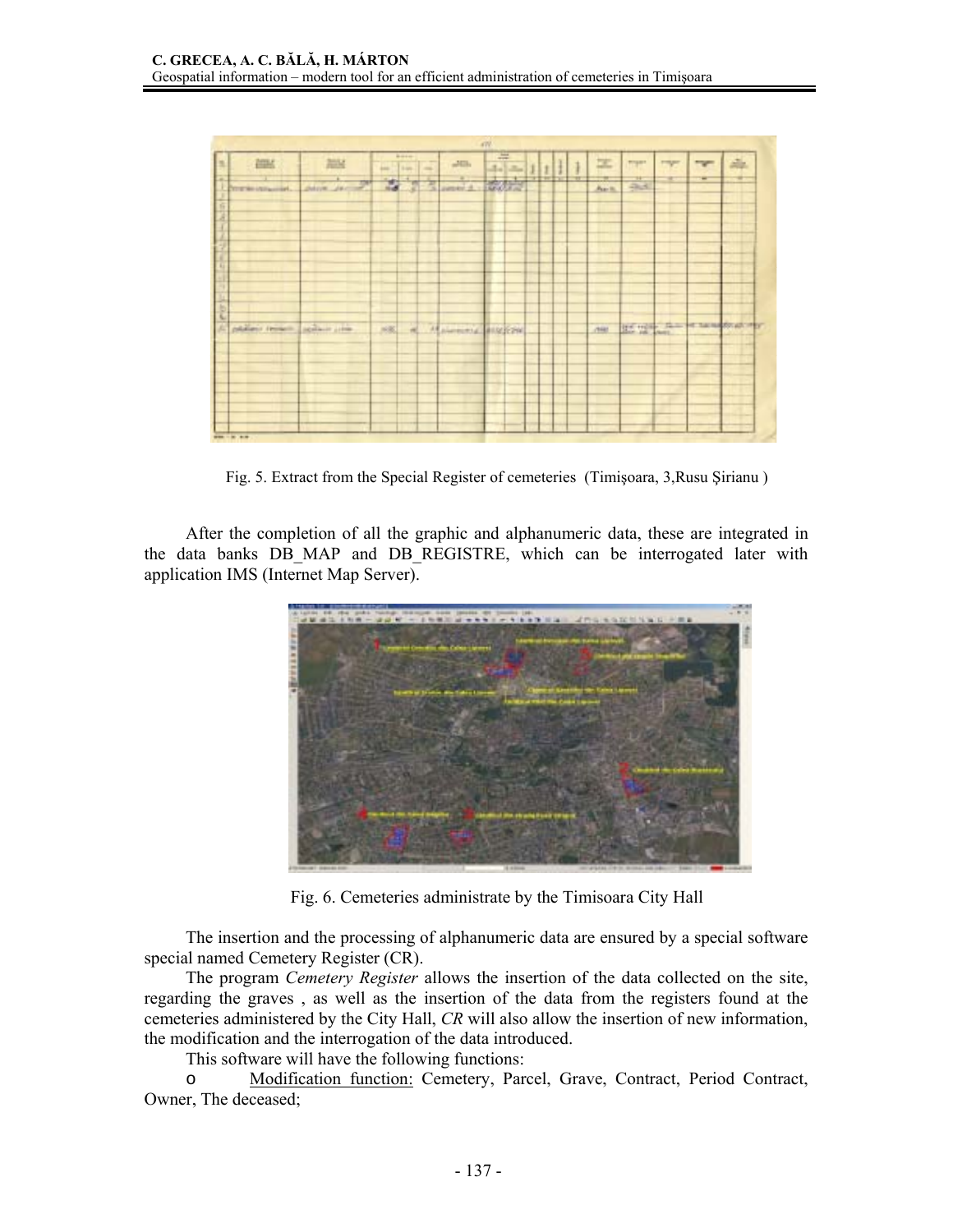Fig. 5. Extract from the Special Register of cemeteries (Timişoara, 3,Rusu Şirianu )

After the completion of all the graphic and alphanumeric data, these are integrated in the data banks DB_MAP and DB_REGISTRE, which can be interrogated later with application IMS (Internet Map Server).

Fig. 6. Cemeteries administrate by the Timisoara City Hall

The insertion and the processing of alphanumeric data are ensured by a special software special named Cemetery Register (CR).

The program *Cemetery Register* allows the insertion of the data collected on the site, regarding the graves , as well as the insertion of the data from the registers found at the cemeteries administered by the City Hall, *CR* will also allow the insertion of new information, the modification and the interrogation of the data introduced.

This software will have the following functions:

- Modification function: Cemetery, Parcel, Grave, Contract, Period Contract, Owner, The deceased;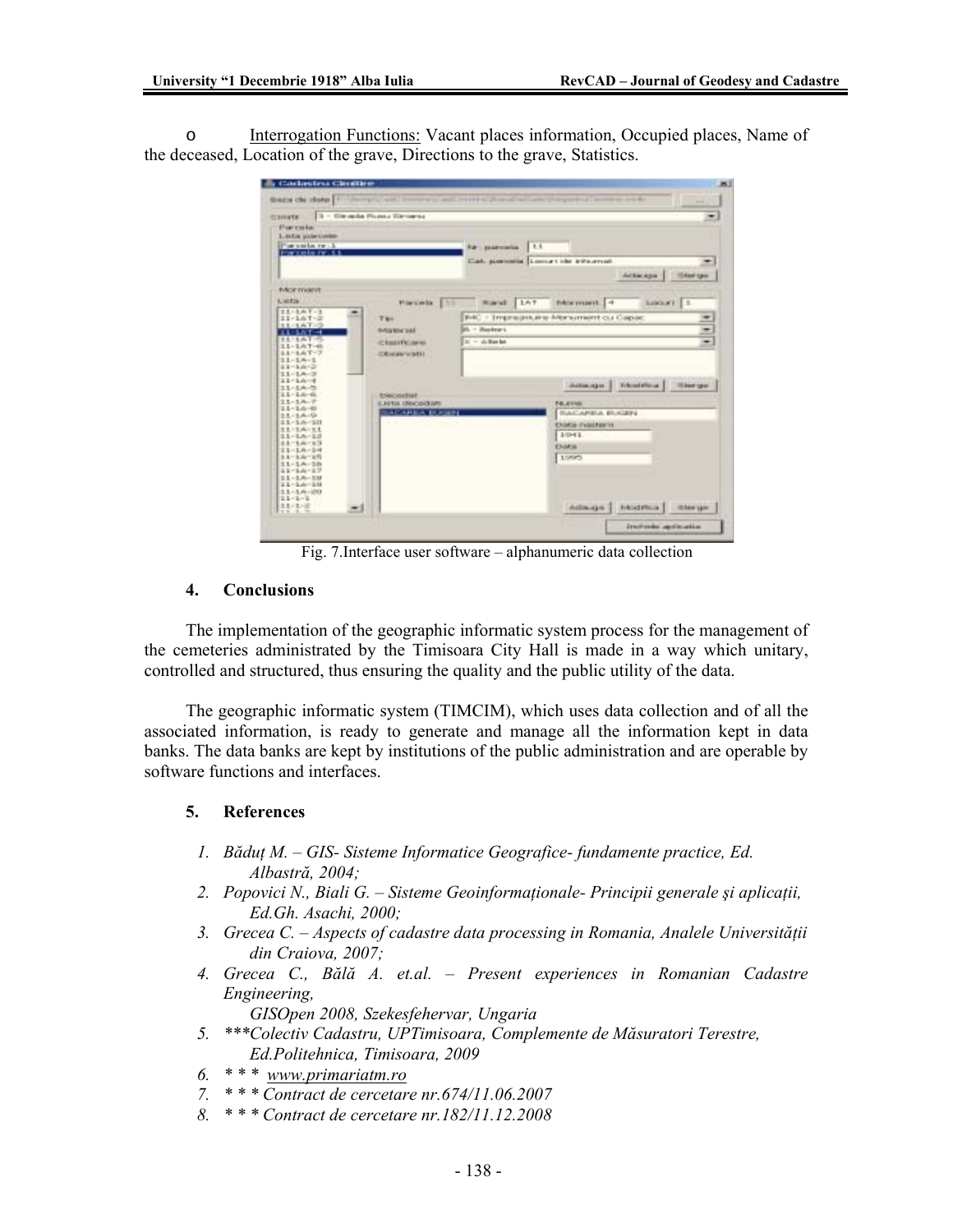o Interrogation Functions: Vacant places information, Occupied places, Name of the deceased, Location of the grave, Directions to the grave, Statistics.

Fig. 7.Interface user software – alphanumeric data collection

## 4. Conclusions

The implementation of the geographic informatic system process for the management of the cemeteries administrated by the Timisoara City Hall is made in a way which unitary, controlled and structured, thus ensuring the quality and the public utility of the data.

The geographic informatic system (TIMCIM), which uses data collection and of all the associated information, is ready to generate and manage all the information kept in data banks. The data banks are kept by institutions of the public administration and are operable by software functions and interfaces.

## 5. References

1. *Băduț M. – GIS- Sisteme Informatice Geografice- fundamente practice, Ed. Albastră, 2004;*
2. *Popovici N., Biali G. – Sisteme Geoinformaționale- Principii generale şi aplicații, Ed.Gh. Asachi, 2000;*
3. *Grecea C. – Aspects of cadastre data processing in Romania, Analele Universității din Craiova, 2007;*
4. *Grecea C., Bălă A. et.al. – Present experiences in Romanian Cadastre Engineering, GISOpen 2008, Szekesfehervar, Ungaria*
5. *\*\*\*Colectiv Cadastru, UPTimisoara, Complemente de Măsuratori Terestre, Ed.Politehnica, Timisoara, 2009*
6. *\* \* \* www.primariatm.ro*
7. *\* \* \* Contract de cercetare nr.674/11.06.2007*
8. *\* \* \* Contract de cercetare nr.182/11.12.2008*